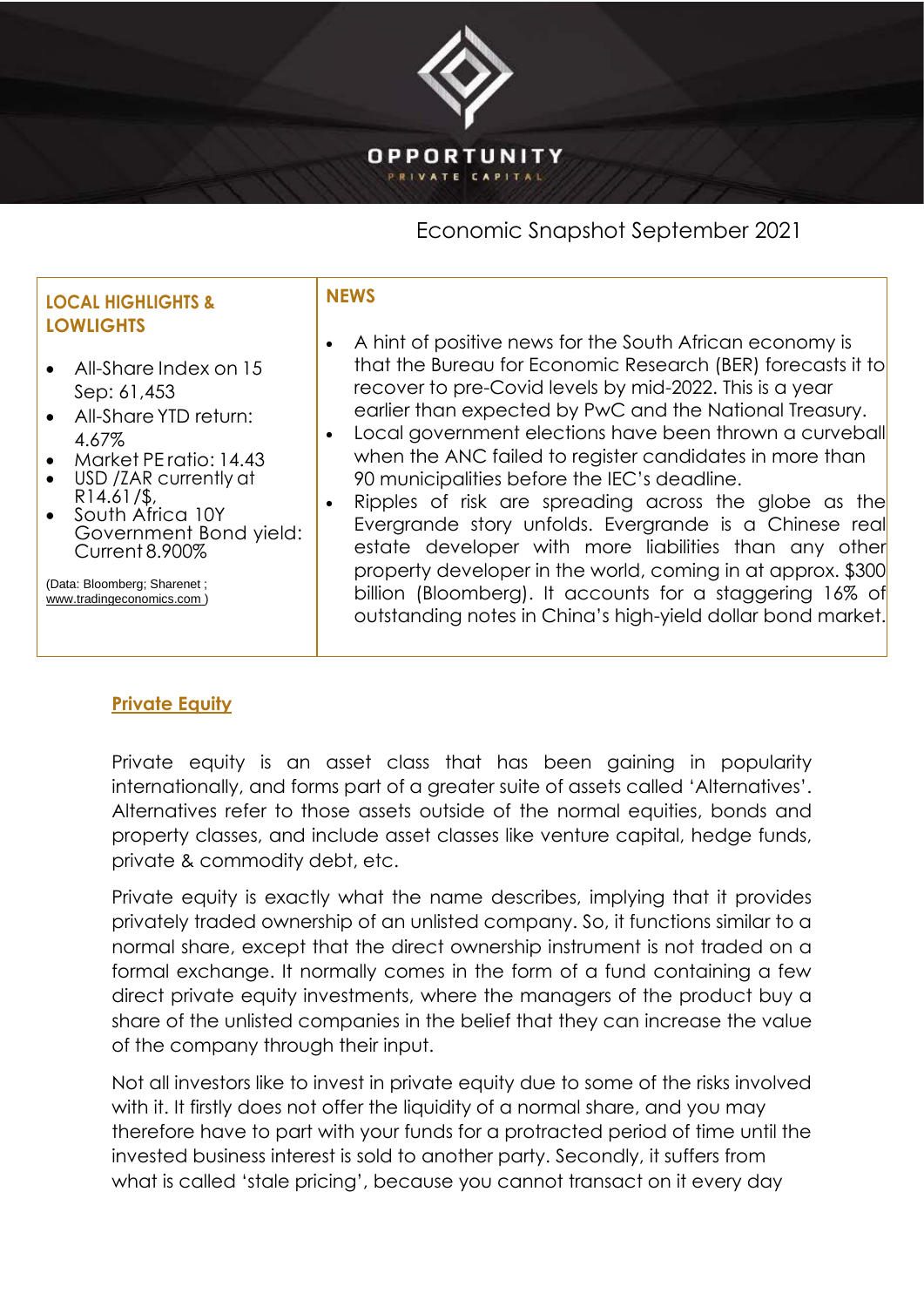# OPPORTUNITY

PRIVATE CAPITAL

## Economic Snapshot September 2021

### LOCAL HIGHLIGHTS & LOWLIGHTS

- All-Share Index on 15 Sep: 61,453
- All-Share YTD return: 4.67%
- Market PE ratio: 14.43
- USD /ZAR currently at R14.61/$,
- South Africa 10Y Government Bond yield: Current 8.900%

(Data: Bloomberg; Sharenet ; www.tradingeconomics.com )

### NEWS

- A hint of positive news for the South African economy is that the Bureau for Economic Research (BER) forecasts it to recover to pre-Covid levels by mid-2022. This is a year earlier than expected by PwC and the National Treasury.
- Local government elections have been thrown a curveball when the ANC failed to register candidates in more than 90 municipalities before the IEC's deadline.
- Ripples of risk are spreading across the globe as the Evergrande story unfolds. Evergrande is a Chinese real estate developer with more liabilities than any other property developer in the world, coming in at approx. $300 billion (Bloomberg). It accounts for a staggering 16% of outstanding notes in China's high-yield dollar bond market.

## Private Equity

Private equity is an asset class that has been gaining in popularity internationally, and forms part of a greater suite of assets called 'Alternatives'. Alternatives refer to those assets outside of the normal equities, bonds and property classes, and include asset classes like venture capital, hedge funds, private & commodity debt, etc.

Private equity is exactly what the name describes, implying that it provides privately traded ownership of an unlisted company. So, it functions similar to a normal share, except that the direct ownership instrument is not traded on a formal exchange. It normally comes in the form of a fund containing a few direct private equity investments, where the managers of the product buy a share of the unlisted companies in the belief that they can increase the value of the company through their input.

Not all investors like to invest in private equity due to some of the risks involved with it. It firstly does not offer the liquidity of a normal share, and you may therefore have to part with your funds for a protracted period of time until the invested business interest is sold to another party. Secondly, it suffers from what is called 'stale pricing', because you cannot transact on it every day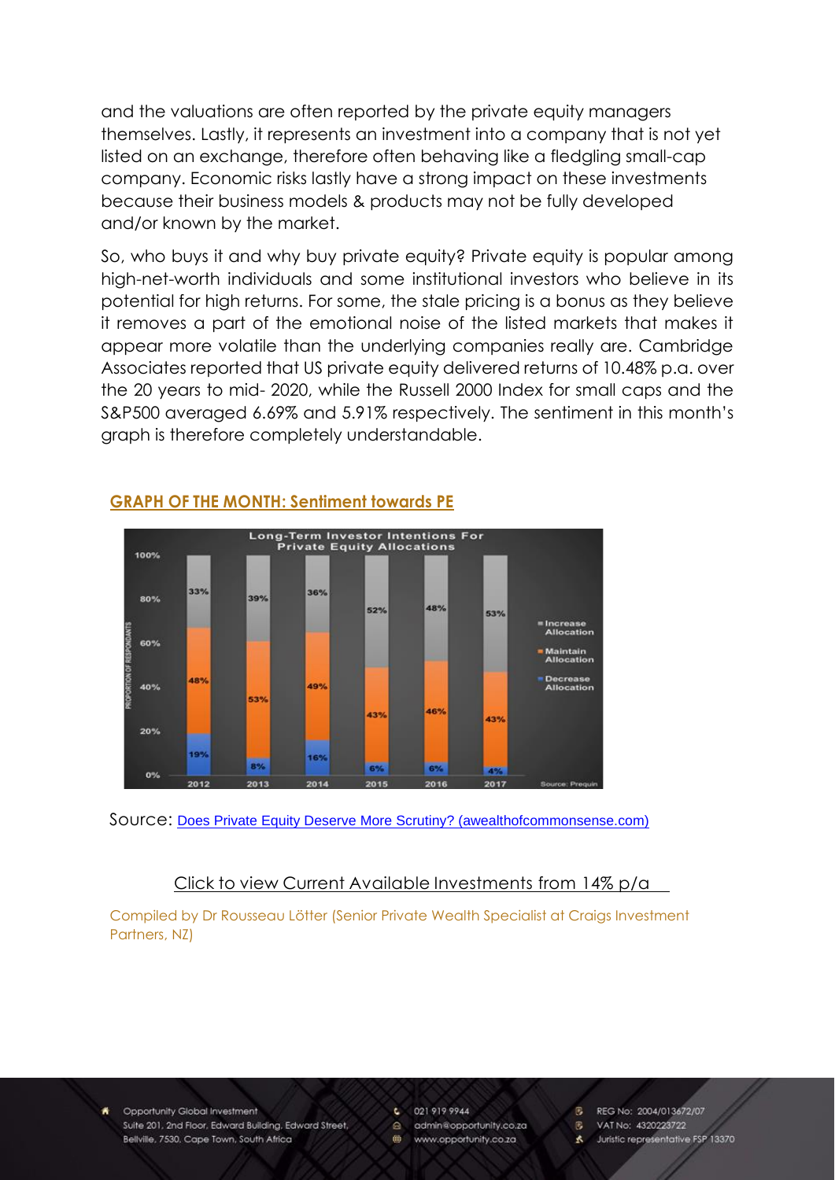and the valuations are often reported by the private equity managers themselves. Lastly, it represents an investment into a company that is not yet listed on an exchange, therefore often behaving like a fledgling small-cap company. Economic risks lastly have a strong impact on these investments because their business models & products may not be fully developed and/or known by the market.

So, who buys it and why buy private equity? Private equity is popular among high-net-worth individuals and some institutional investors who believe in its potential for high returns. For some, the stale pricing is a bonus as they believe it removes a part of the emotional noise of the listed markets that makes it appear more volatile than the underlying companies really are. Cambridge Associates reported that US private equity delivered returns of 10.48% p.a. over the 20 years to mid- 2020, while the Russell 2000 Index for small caps and the S&P500 averaged 6.69% and 5.91% respectively. The sentiment in this month's graph is therefore completely understandable.

## GRAPH OF THE MONTH: Sentiment towards PE

Long-Term Investor Intentions For Private Equity Allocations

PROPORTION OF RESPONDANTS

100%
80%
60%
40%
20%
0%

2012: 33%, 48%, 19%
2013: 39%, 53%, 8%
2014: 36%, 49%, 16%
2015: 52%, 43%, 6%
2016: 48%, 46%, 6%
2017: 53%, 43%, 4%

Increase Allocation
Maintain Allocation
Decrease Allocation

Source: Prequin

Source: Does Private Equity Deserve More Scrutiny? (awealthofcommonsense.com)

Click to view Current Available Investments from 14% p/a

Compiled by Dr Rousseau Lötter (Senior Private Wealth Specialist at Craigs Investment Partners, NZ)